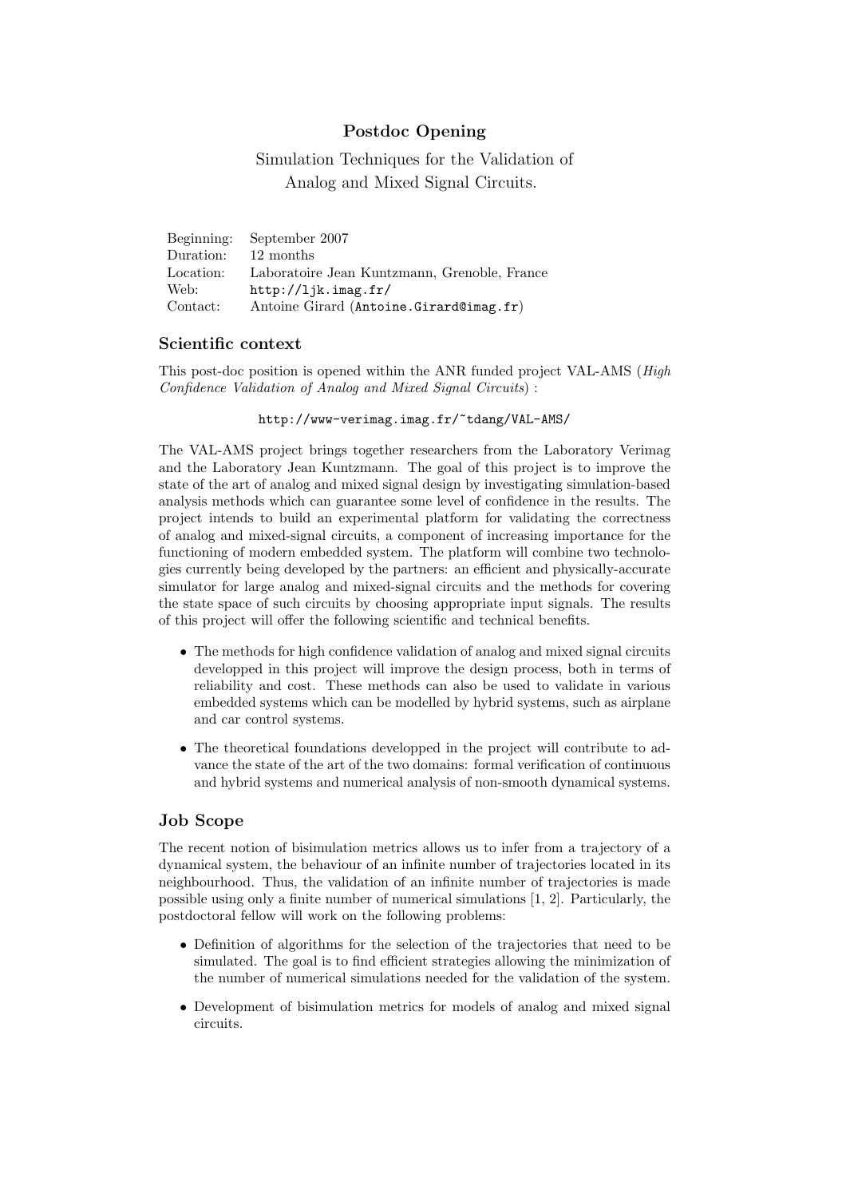# Postdoc Opening

Simulation Techniques for the Validation of Analog and Mixed Signal Circuits.

| | |
|---|---|
| Beginning: | September 2007 |
| Duration: | 12 months |
| Location: | Laboratoire Jean Kuntzmann, Grenoble, France |
| Web: | `http://ljk.imag.fr/` |
| Contact: | Antoine Girard (`Antoine.Girard@imag.fr`) |

## Scientific context

This post-doc position is opened within the ANR funded project VAL-AMS (*High Confidence Validation of Analog and Mixed Signal Circuits*) :

`http://www-verimag.imag.fr/~tdang/VAL-AMS/`

The VAL-AMS project brings together researchers from the Laboratory Verimag and the Laboratory Jean Kuntzmann. The goal of this project is to improve the state of the art of analog and mixed signal design by investigating simulation-based analysis methods which can guarantee some level of confidence in the results. The project intends to build an experimental platform for validating the correctness of analog and mixed-signal circuits, a component of increasing importance for the functioning of modern embedded system. The platform will combine two technologies currently being developed by the partners: an efficient and physically-accurate simulator for large analog and mixed-signal circuits and the methods for covering the state space of such circuits by choosing appropriate input signals. The results of this project will offer the following scientific and technical benefits.

- The methods for high confidence validation of analog and mixed signal circuits developped in this project will improve the design process, both in terms of reliability and cost. These methods can also be used to validate in various embedded systems which can be modelled by hybrid systems, such as airplane and car control systems.
- The theoretical foundations developped in the project will contribute to advance the state of the art of the two domains: formal verification of continuous and hybrid systems and numerical analysis of non-smooth dynamical systems.

## Job Scope

The recent notion of bisimulation metrics allows us to infer from a trajectory of a dynamical system, the behaviour of an infinite number of trajectories located in its neighbourhood. Thus, the validation of an infinite number of trajectories is made possible using only a finite number of numerical simulations [1, 2]. Particularly, the postdoctoral fellow will work on the following problems:

- Definition of algorithms for the selection of the trajectories that need to be simulated. The goal is to find efficient strategies allowing the minimization of the number of numerical simulations needed for the validation of the system.
- Development of bisimulation metrics for models of analog and mixed signal circuits.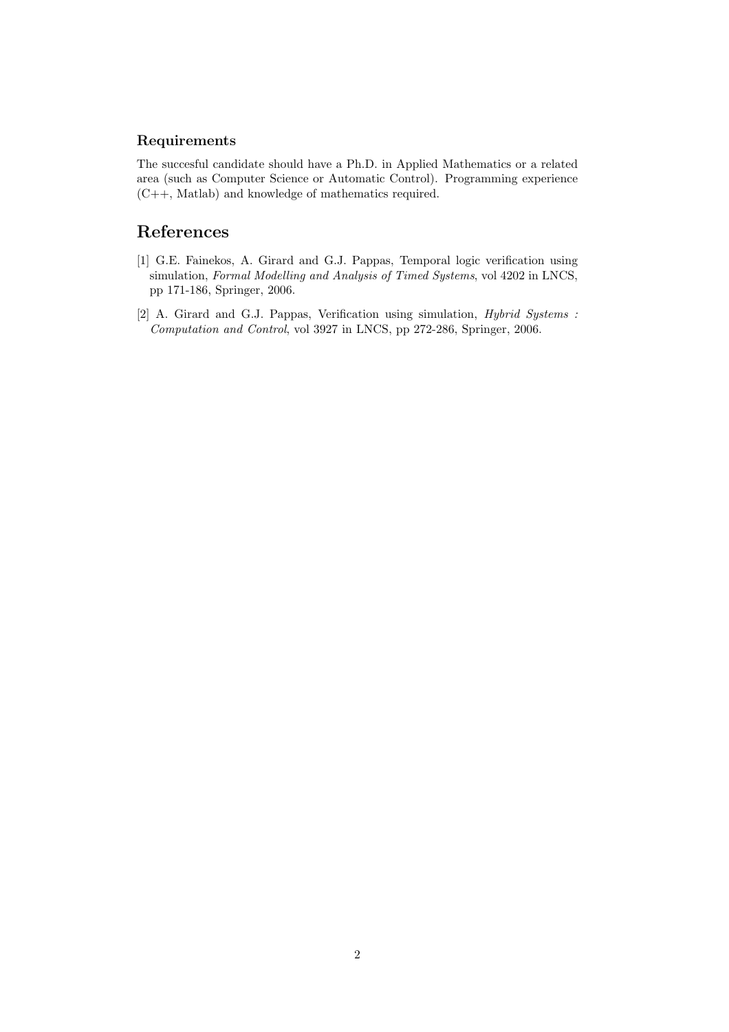### Requirements

The succesful candidate should have a Ph.D. in Applied Mathematics or a related area (such as Computer Science or Automatic Control). Programming experience (C++, Matlab) and knowledge of mathematics required.

## References

[1] G.E. Fainekos, A. Girard and G.J. Pappas, Temporal logic verification using simulation, *Formal Modelling and Analysis of Timed Systems*, vol 4202 in LNCS, pp 171-186, Springer, 2006.

[2] A. Girard and G.J. Pappas, Verification using simulation, *Hybrid Systems : Computation and Control*, vol 3927 in LNCS, pp 272-286, Springer, 2006.